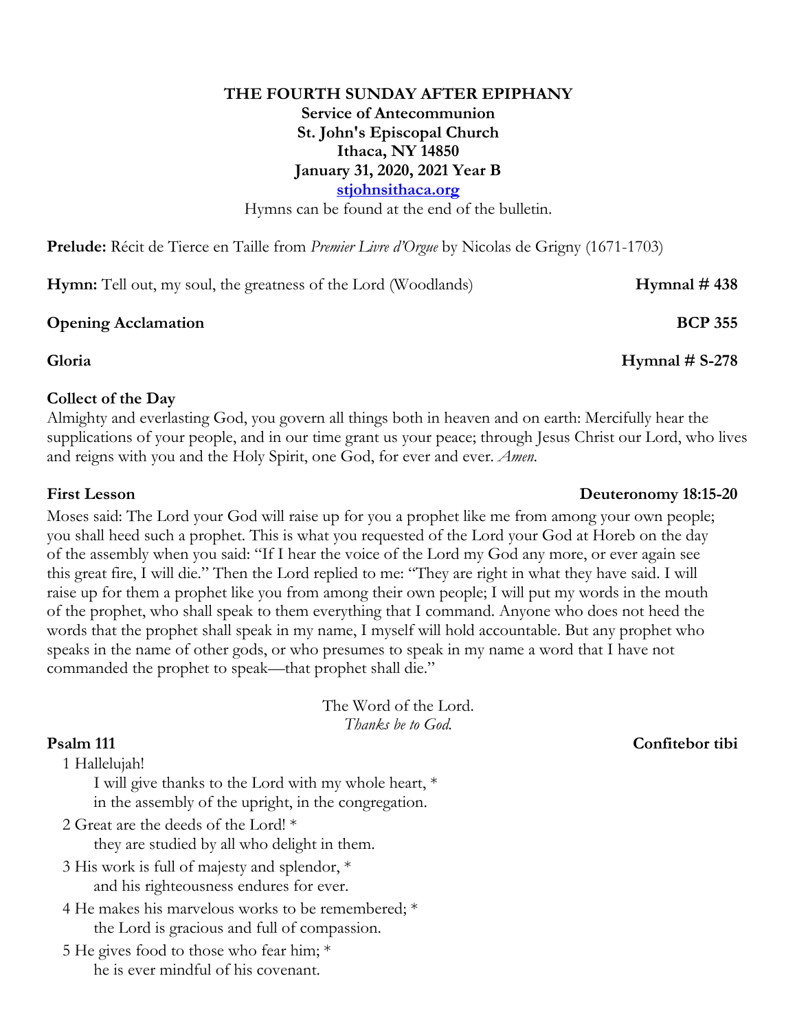**THE FOURTH SUNDAY AFTER EPIPHANY**
**Service of Antecommunion**
**St. John's Episcopal Church**
**Ithaca, NY 14850**
**January 31, 2020, 2021 Year B**
**[stjohnsithaca.org](stjohnsithaca.org)**

Hymns can be found at the end of the bulletin.

**Prelude:** Récit de Tierce en Taille from *Premier Livre d'Orgue* by Nicolas de Grigny (1671-1703)

**Hymn:** Tell out, my soul, the greatness of the Lord (Woodlands) **Hymnal # 438**

**Opening Acclamation** **BCP 355**

**Gloria** **Hymnal # S-278**

**Collect of the Day**

Almighty and everlasting God, you govern all things both in heaven and on earth: Mercifully hear the supplications of your people, and in our time grant us your peace; through Jesus Christ our Lord, who lives and reigns with you and the Holy Spirit, one God, for ever and ever. *Amen.*

**First Lesson** **Deuteronomy 18:15-20**

Moses said: The Lord your God will raise up for you a prophet like me from among your own people; you shall heed such a prophet. This is what you requested of the Lord your God at Horeb on the day of the assembly when you said: "If I hear the voice of the Lord my God any more, or ever again see this great fire, I will die." Then the Lord replied to me: "They are right in what they have said. I will raise up for them a prophet like you from among their own people; I will put my words in the mouth of the prophet, who shall speak to them everything that I command. Anyone who does not heed the words that the prophet shall speak in my name, I myself will hold accountable. But any prophet who speaks in the name of other gods, or who presumes to speak in my name a word that I have not commanded the prophet to speak—that prophet shall die."

The Word of the Lord.
*Thanks be to God.*

**Psalm 111** **Confitebor tibi**

1 Hallelujah!
I will give thanks to the Lord with my whole heart, *
in the assembly of the upright, in the congregation.

2 Great are the deeds of the Lord! *
they are studied by all who delight in them.

3 His work is full of majesty and splendor, *
and his righteousness endures for ever.

4 He makes his marvelous works to be remembered; *
the Lord is gracious and full of compassion.

5 He gives food to those who fear him; *
he is ever mindful of his covenant.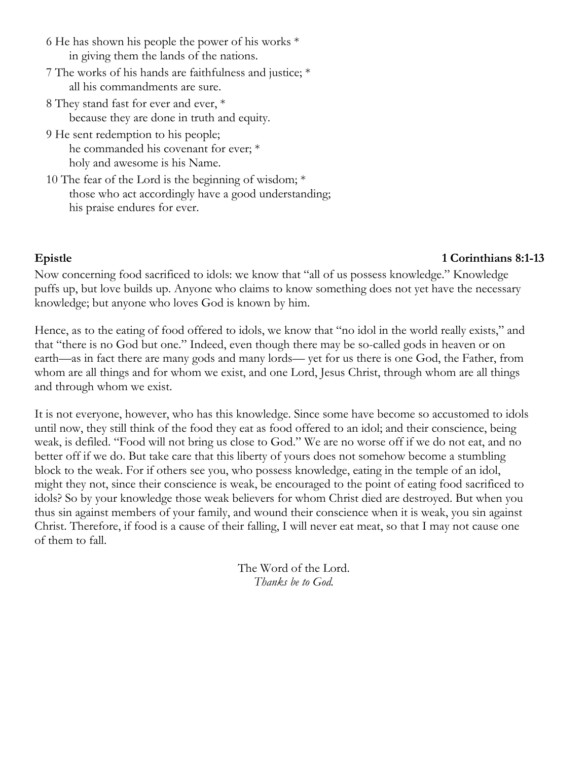6 He has shown his people the power of his works *
  in giving them the lands of the nations.

7 The works of his hands are faithfulness and justice; *
  all his commandments are sure.

8 They stand fast for ever and ever, *
  because they are done in truth and equity.

9 He sent redemption to his people;
  he commanded his covenant for ever; *
  holy and awesome is his Name.

10 The fear of the Lord is the beginning of wisdom; *
  those who act accordingly have a good understanding;
  his praise endures for ever.

**Epistle** **1 Corinthians 8:1-13**

Now concerning food sacrificed to idols: we know that "all of us possess knowledge." Knowledge puffs up, but love builds up. Anyone who claims to know something does not yet have the necessary knowledge; but anyone who loves God is known by him.

Hence, as to the eating of food offered to idols, we know that "no idol in the world really exists," and that "there is no God but one." Indeed, even though there may be so-called gods in heaven or on earth—as in fact there are many gods and many lords— yet for us there is one God, the Father, from whom are all things and for whom we exist, and one Lord, Jesus Christ, through whom are all things and through whom we exist.

It is not everyone, however, who has this knowledge. Since some have become so accustomed to idols until now, they still think of the food they eat as food offered to an idol; and their conscience, being weak, is defiled. "Food will not bring us close to God." We are no worse off if we do not eat, and no better off if we do. But take care that this liberty of yours does not somehow become a stumbling block to the weak. For if others see you, who possess knowledge, eating in the temple of an idol, might they not, since their conscience is weak, be encouraged to the point of eating food sacrificed to idols? So by your knowledge those weak believers for whom Christ died are destroyed. But when you thus sin against members of your family, and wound their conscience when it is weak, you sin against Christ. Therefore, if food is a cause of their falling, I will never eat meat, so that I may not cause one of them to fall.

The Word of the Lord.
*Thanks be to God.*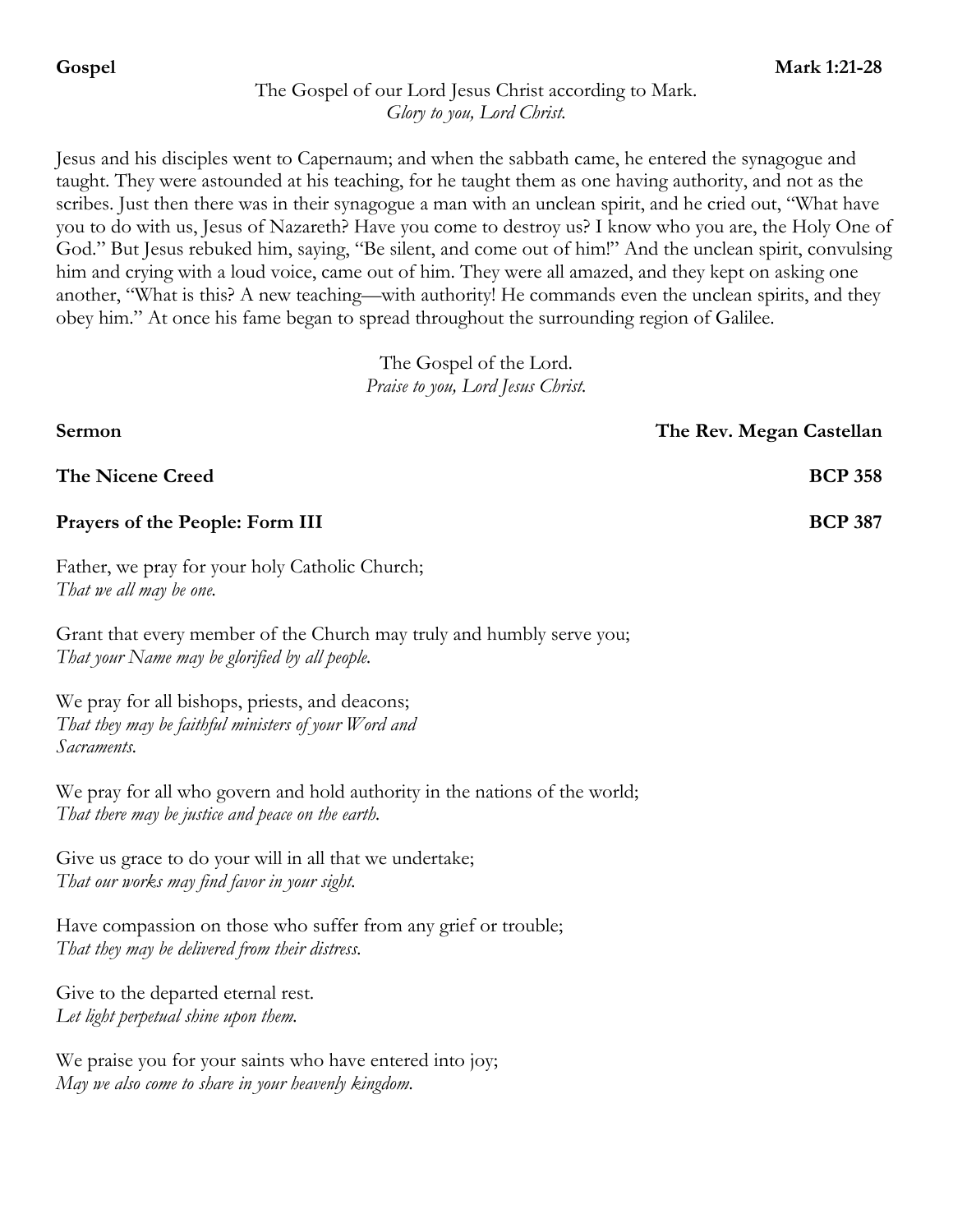**Gospel** **Mark 1:21-28**

The Gospel of our Lord Jesus Christ according to Mark.
*Glory to you, Lord Christ.*

Jesus and his disciples went to Capernaum; and when the sabbath came, he entered the synagogue and taught. They were astounded at his teaching, for he taught them as one having authority, and not as the scribes. Just then there was in their synagogue a man with an unclean spirit, and he cried out, "What have you to do with us, Jesus of Nazareth? Have you come to destroy us? I know who you are, the Holy One of God." But Jesus rebuked him, saying, "Be silent, and come out of him!" And the unclean spirit, convulsing him and crying with a loud voice, came out of him. They were all amazed, and they kept on asking one another, "What is this? A new teaching—with authority! He commands even the unclean spirits, and they obey him." At once his fame began to spread throughout the surrounding region of Galilee.

The Gospel of the Lord.
*Praise to you, Lord Jesus Christ.*

**Sermon** **The Rev. Megan Castellan**

**The Nicene Creed** **BCP 358**

**Prayers of the People: Form III** **BCP 387**

Father, we pray for your holy Catholic Church;
*That we all may be one.*

Grant that every member of the Church may truly and humbly serve you;
*That your Name may be glorified by all people.*

We pray for all bishops, priests, and deacons;
*That they may be faithful ministers of your Word and Sacraments.*

We pray for all who govern and hold authority in the nations of the world;
*That there may be justice and peace on the earth.*

Give us grace to do your will in all that we undertake;
*That our works may find favor in your sight.*

Have compassion on those who suffer from any grief or trouble;
*That they may be delivered from their distress.*

Give to the departed eternal rest.
*Let light perpetual shine upon them.*

We praise you for your saints who have entered into joy;
*May we also come to share in your heavenly kingdom.*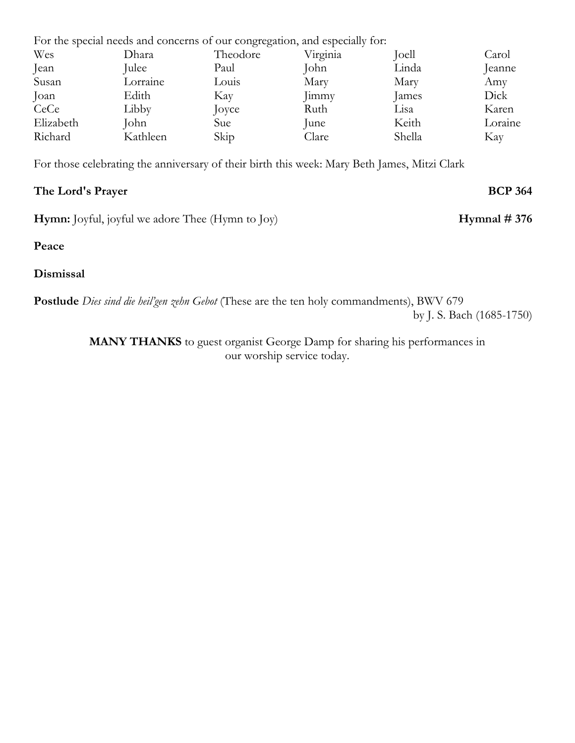For the special needs and concerns of our congregation, and especially for:

| | | | | | |
|---|---|---|---|---|---|
| Wes | Dhara | Theodore | Virginia | Joell | Carol |
| Jean | Julee | Paul | John | Linda | Jeanne |
| Susan | Lorraine | Louis | Mary | Mary | Amy |
| Joan | Edith | Kay | Jimmy | James | Dick |
| CeCe | Libby | Joyce | Ruth | Lisa | Karen |
| Elizabeth | John | Sue | June | Keith | Loraine |
| Richard | Kathleen | Skip | Clare | Shella | Kay |

For those celebrating the anniversary of their birth this week: Mary Beth James, Mitzi Clark

**The Lord's Prayer** **BCP 364**

**Hymn:** Joyful, joyful we adore Thee (Hymn to Joy) **Hymnal # 376**

**Peace**

**Dismissal**

**Postlude** *Dies sind die heil'gen zehn Gebot* (These are the ten holy commandments), BWV 679
by J. S. Bach (1685-1750)

**MANY THANKS** to guest organist George Damp for sharing his performances in our worship service today.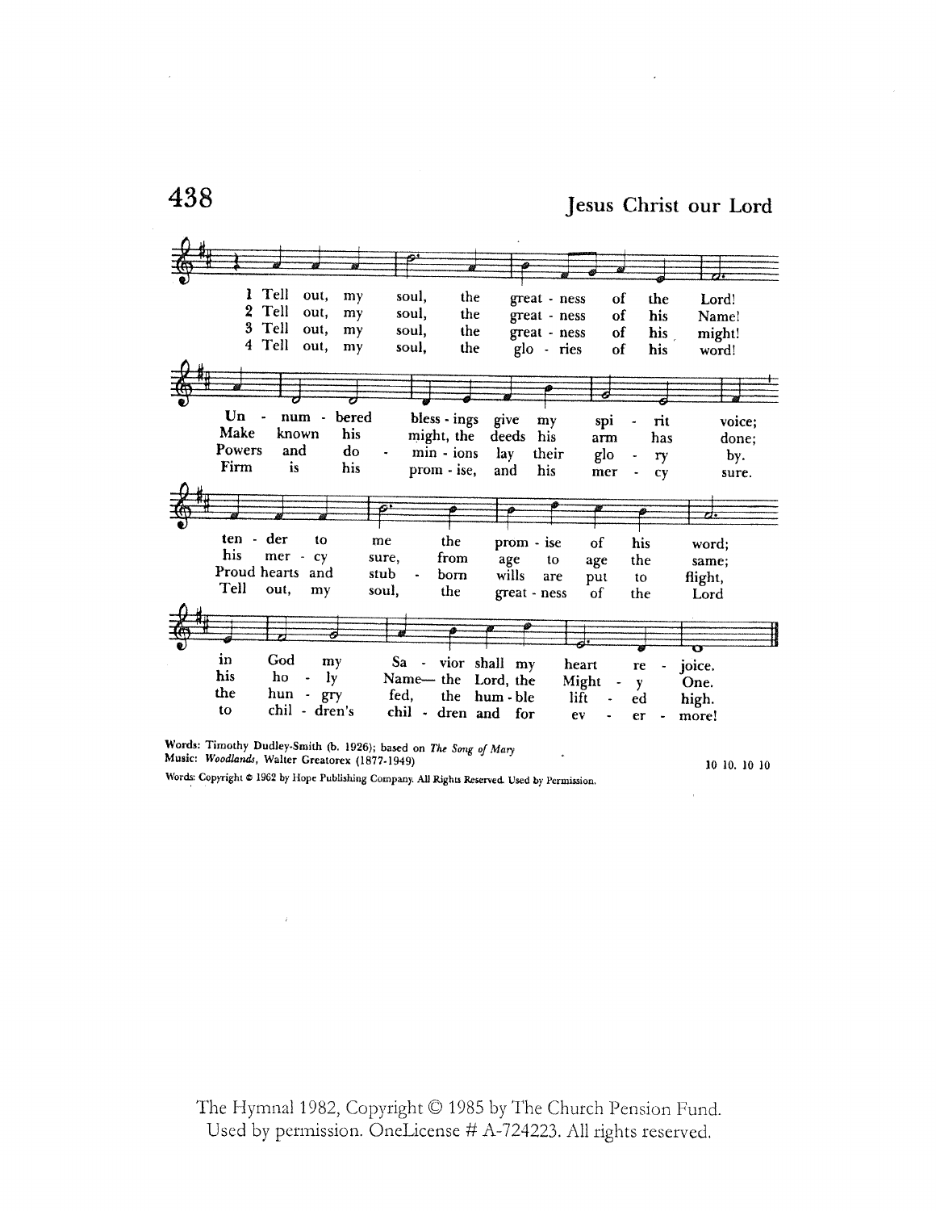# 438

## Jesus Christ our Lord

1 Tell out, my soul, the great - ness of the Lord!
Un - num - bered bless - ings give my spi - rit voice;
ten - der to me the prom - ise of his word;
in God my Sa - vior shall my heart re - joice.

2 Tell out, my soul, the great - ness of his Name!
Make known his might, the deeds his arm has done;
his mer - cy sure, from age to age the same;
his ho - ly Name— the Lord, the Might - y One.

3 Tell out, my soul, the great - ness of his might!
Powers and do - min - ions lay their glo - ry by.
Proud hearts and stub - born wills are put to flight,
the hun - gry fed, the hum - ble lift - ed high.

4 Tell out, my soul, the glo - ries of his word!
Firm is his prom - ise, and his mer - cy sure.
Tell out, my soul, the great - ness of the Lord
to chil - dren's chil - dren and for ev - er - more!

Words: Timothy Dudley-Smith (b. 1926); based on *The Song of Mary*
Music: *Woodlands*, Walter Greatorex (1877-1949)

10 10. 10 10

Words: Copyright © 1962 by Hope Publishing Company. All Rights Reserved. Used by Permission.

The Hymnal 1982, Copyright © 1985 by The Church Pension Fund.
Used by permission. OneLicense # A-724223. All rights reserved.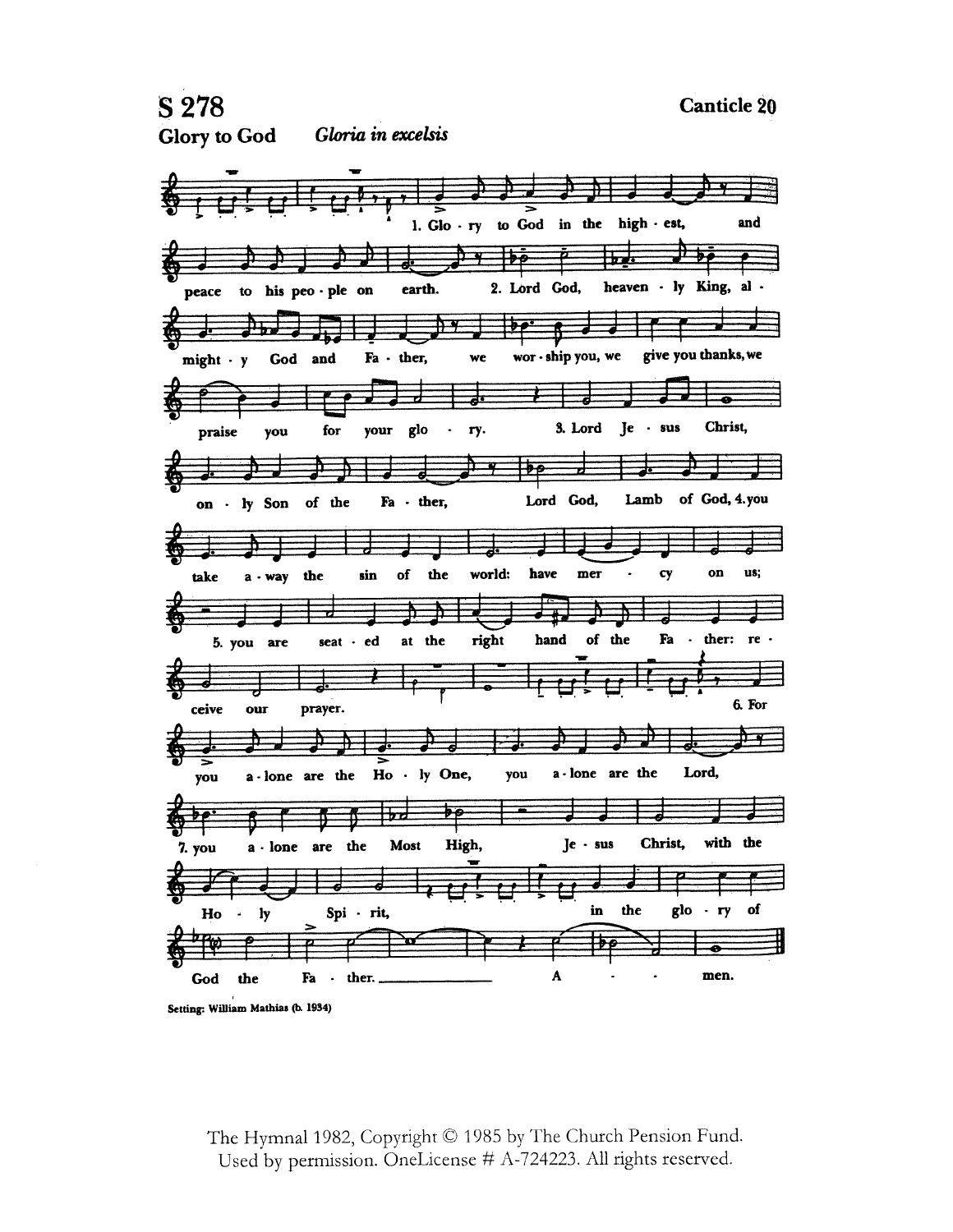# S 278

**Canticle 20**

**Glory to God** *Gloria in excelsis*

1. Glo - ry to God in the high - est, and peace to his peo - ple on earth.

2. Lord God, heaven - ly King, al - might - y God and Fa - ther, we wor - ship you, we give you thanks, we praise you for your glo - ry.

3. Lord Je - sus Christ, on - ly Son of the Fa - ther, Lord God, Lamb of God,

4. you take a - way the sin of the world: have mer - cy on us;

5. you are seat - ed at the right hand of the Fa - ther: re - ceive our prayer.

6. For you a - lone are the Ho - ly One, you a - lone are the Lord,

7. you a - lone are the Most High, Je - sus Christ, with the Ho - ly Spi - rit, in the glo - ry of God the Fa - ther. A - - men.

Setting: William Mathias (b. 1934)

The Hymnal 1982, Copyright © 1985 by The Church Pension Fund.
Used by permission. OneLicense # A-724223. All rights reserved.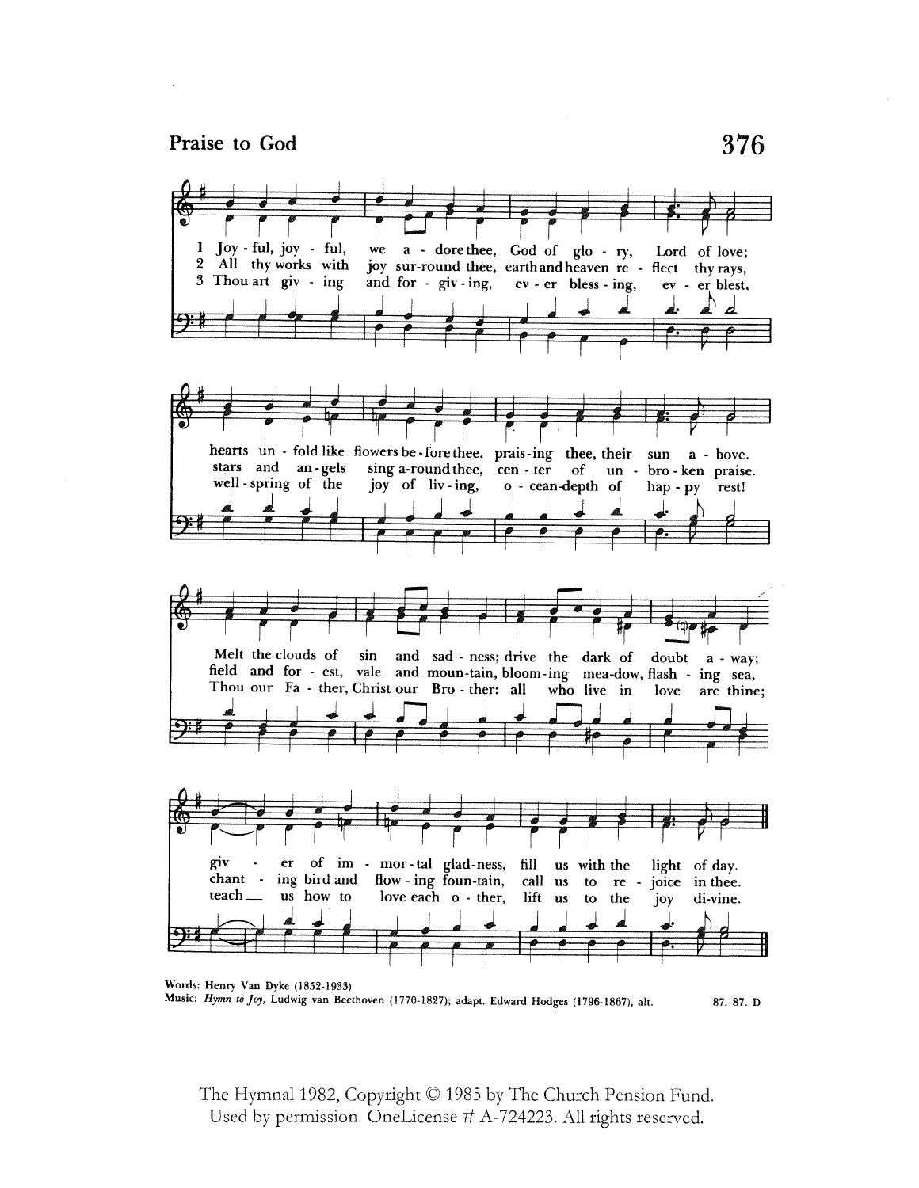## Praise to God

## 376

1 Joy-ful, joy-ful, we a-dore thee, God of glo-ry, Lord of love;
hearts un-fold like flowers be-fore thee, prais-ing thee, their sun a-bove.
Melt the clouds of sin and sad-ness; drive the dark of doubt a-way;
giv-er of im-mor-tal glad-ness, fill us with the light of day.

2 All thy works with joy sur-round thee, earth and heaven re-flect thy rays,
stars and an-gels sing a-round thee, cen-ter of un-bro-ken praise.
field and for-est, vale and moun-tain, bloom-ing mea-dow, flash-ing sea,
chant-ing bird and flow-ing foun-tain, call us to re-joice in thee.

3 Thou art giv-ing and for-giv-ing, ev-er bless-ing, ev-er blest,
well-spring of the joy of liv-ing, o-cean-depth of hap-py rest!
Thou our Fa-ther, Christ our Bro-ther: all who live in love are thine;
teach us how to love each o-ther, lift us to the joy di-vine.

Words: Henry Van Dyke (1852-1933)
Music: *Hymn to Joy*, Ludwig van Beethoven (1770-1827); adapt. Edward Hodges (1796-1867), alt.  87. 87. D

The Hymnal 1982, Copyright © 1985 by The Church Pension Fund.
Used by permission. OneLicense # A-724223. All rights reserved.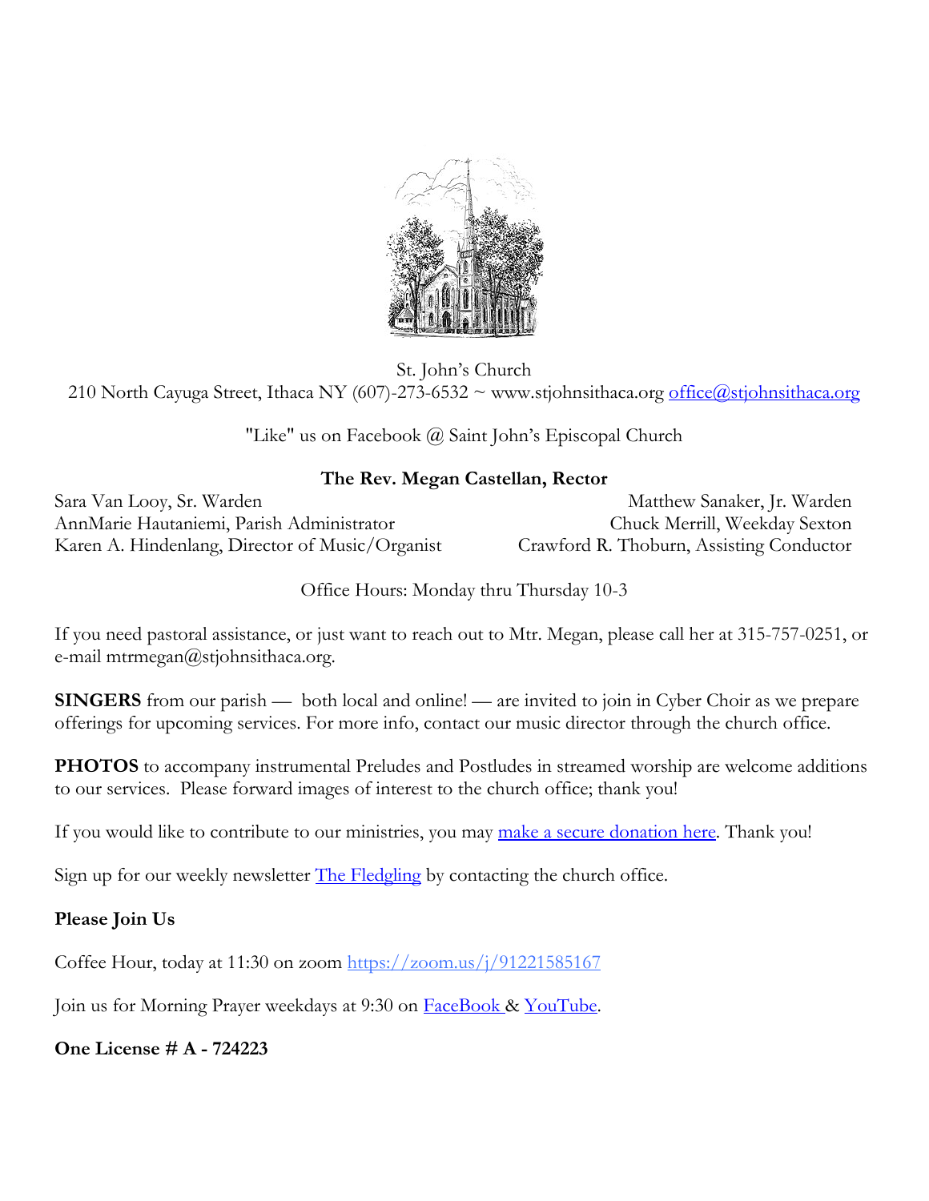St. John's Church
210 North Cayuga Street, Ithaca NY (607)-273-6532 ~ www.stjohnsithaca.org office@stjohnsithaca.org

"Like" us on Facebook @ Saint John's Episcopal Church

**The Rev. Megan Castellan, Rector**

Sara Van Looy, Sr. Warden
Matthew Sanaker, Jr. Warden
AnnMarie Hautaniemi, Parish Administrator
Chuck Merrill, Weekday Sexton
Karen A. Hindenlang, Director of Music/Organist
Crawford R. Thoburn, Assisting Conductor

Office Hours: Monday thru Thursday 10-3

If you need pastoral assistance, or just want to reach out to Mtr. Megan, please call her at 315-757-0251, or e-mail mtrmegan@stjohnsithaca.org.

**SINGERS** from our parish — both local and online! — are invited to join in Cyber Choir as we prepare offerings for upcoming services. For more info, contact our music director through the church office.

**PHOTOS** to accompany instrumental Preludes and Postludes in streamed worship are welcome additions to our services. Please forward images of interest to the church office; thank you!

If you would like to contribute to our ministries, you may make a secure donation here. Thank you!

Sign up for our weekly newsletter The Fledgling by contacting the church office.

**Please Join Us**

Coffee Hour, today at 11:30 on zoom https://zoom.us/j/91221585167

Join us for Morning Prayer weekdays at 9:30 on FaceBook & YouTube.

**One License # A - 724223**